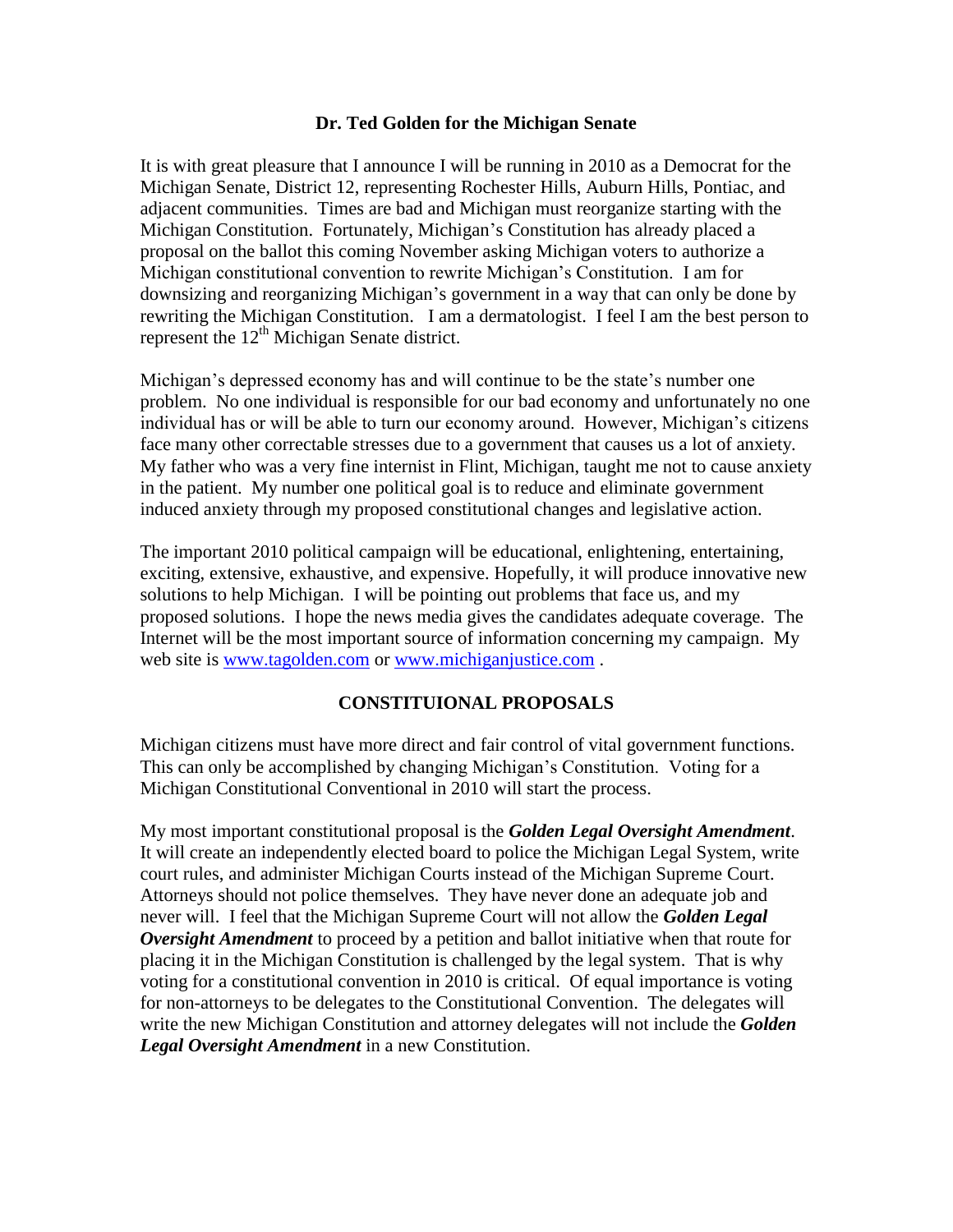# Dr. Ted Golden for the Michigan Senate

It is with great pleasure that I announce I will be running in 2010 as a Democrat for the Michigan Senate, District 12, representing Rochester Hills, Auburn Hills, Pontiac, and adjacent communities. Times are bad and Michigan must reorganize starting with the Michigan Constitution. Fortunately, Michigan's Constitution has already placed a proposal on the ballot this coming November asking Michigan voters to authorize a Michigan constitutional convention to rewrite Michigan's Constitution. I am for downsizing and reorganizing Michigan's government in a way that can only be done by rewriting the Michigan Constitution. I am a dermatologist. I feel I am the best person to represent the 12th Michigan Senate district.

Michigan's depressed economy has and will continue to be the state's number one problem. No one individual is responsible for our bad economy and unfortunately no one individual has or will be able to turn our economy around. However, Michigan's citizens face many other correctable stresses due to a government that causes us a lot of anxiety. My father who was a very fine internist in Flint, Michigan, taught me not to cause anxiety in the patient. My number one political goal is to reduce and eliminate government induced anxiety through my proposed constitutional changes and legislative action.

The important 2010 political campaign will be educational, enlightening, entertaining, exciting, extensive, exhaustive, and expensive. Hopefully, it will produce innovative new solutions to help Michigan. I will be pointing out problems that face us, and my proposed solutions. I hope the news media gives the candidates adequate coverage. The Internet will be the most important source of information concerning my campaign. My web site is [www.tagolden.com](http://www.tagolden.com) or [www.michiganjustice.com](http://www.michiganjustice.com) .

## CONSTITUIONAL PROPOSALS

Michigan citizens must have more direct and fair control of vital government functions. This can only be accomplished by changing Michigan's Constitution. Voting for a Michigan Constitutional Conventional in 2010 will start the process.

My most important constitutional proposal is the ***Golden Legal Oversight Amendment***. It will create an independently elected board to police the Michigan Legal System, write court rules, and administer Michigan Courts instead of the Michigan Supreme Court. Attorneys should not police themselves. They have never done an adequate job and never will. I feel that the Michigan Supreme Court will not allow the ***Golden Legal Oversight Amendment*** to proceed by a petition and ballot initiative when that route for placing it in the Michigan Constitution is challenged by the legal system. That is why voting for a constitutional convention in 2010 is critical. Of equal importance is voting for non-attorneys to be delegates to the Constitutional Convention. The delegates will write the new Michigan Constitution and attorney delegates will not include the ***Golden Legal Oversight Amendment*** in a new Constitution.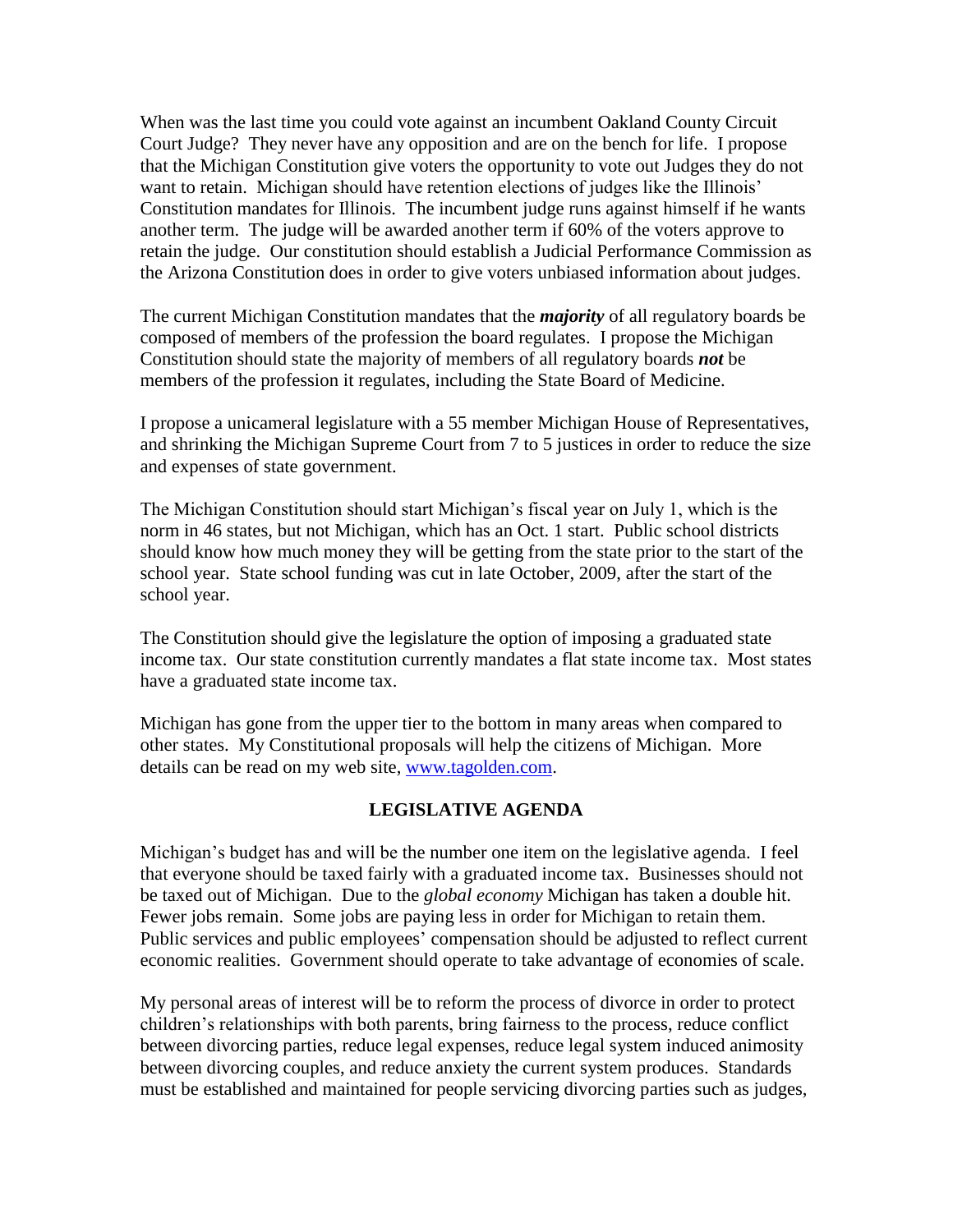When was the last time you could vote against an incumbent Oakland County Circuit Court Judge? They never have any opposition and are on the bench for life. I propose that the Michigan Constitution give voters the opportunity to vote out Judges they do not want to retain. Michigan should have retention elections of judges like the Illinois' Constitution mandates for Illinois. The incumbent judge runs against himself if he wants another term. The judge will be awarded another term if 60% of the voters approve to retain the judge. Our constitution should establish a Judicial Performance Commission as the Arizona Constitution does in order to give voters unbiased information about judges.

The current Michigan Constitution mandates that the ***majority*** of all regulatory boards be composed of members of the profession the board regulates. I propose the Michigan Constitution should state the majority of members of all regulatory boards ***not*** be members of the profession it regulates, including the State Board of Medicine.

I propose a unicameral legislature with a 55 member Michigan House of Representatives, and shrinking the Michigan Supreme Court from 7 to 5 justices in order to reduce the size and expenses of state government.

The Michigan Constitution should start Michigan's fiscal year on July 1, which is the norm in 46 states, but not Michigan, which has an Oct. 1 start. Public school districts should know how much money they will be getting from the state prior to the start of the school year. State school funding was cut in late October, 2009, after the start of the school year.

The Constitution should give the legislature the option of imposing a graduated state income tax. Our state constitution currently mandates a flat state income tax. Most states have a graduated state income tax.

Michigan has gone from the upper tier to the bottom in many areas when compared to other states. My Constitutional proposals will help the citizens of Michigan. More details can be read on my web site, [www.tagolden.com](http://www.tagolden.com).

## LEGISLATIVE AGENDA

Michigan's budget has and will be the number one item on the legislative agenda. I feel that everyone should be taxed fairly with a graduated income tax. Businesses should not be taxed out of Michigan. Due to the *global economy* Michigan has taken a double hit. Fewer jobs remain. Some jobs are paying less in order for Michigan to retain them. Public services and public employees' compensation should be adjusted to reflect current economic realities. Government should operate to take advantage of economies of scale.

My personal areas of interest will be to reform the process of divorce in order to protect children's relationships with both parents, bring fairness to the process, reduce conflict between divorcing parties, reduce legal expenses, reduce legal system induced animosity between divorcing couples, and reduce anxiety the current system produces. Standards must be established and maintained for people servicing divorcing parties such as judges,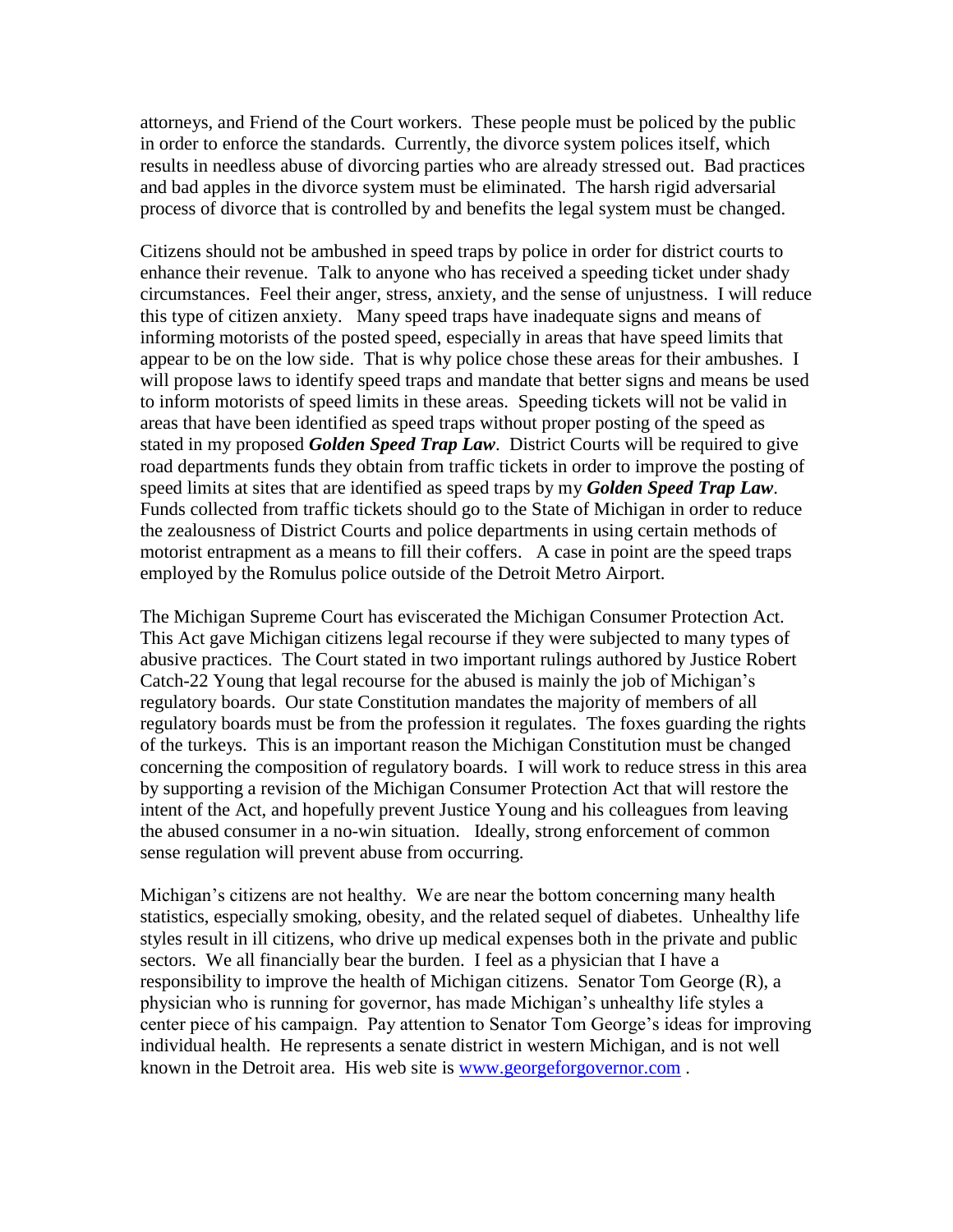attorneys, and Friend of the Court workers. These people must be policed by the public in order to enforce the standards. Currently, the divorce system polices itself, which results in needless abuse of divorcing parties who are already stressed out. Bad practices and bad apples in the divorce system must be eliminated. The harsh rigid adversarial process of divorce that is controlled by and benefits the legal system must be changed.

Citizens should not be ambushed in speed traps by police in order for district courts to enhance their revenue. Talk to anyone who has received a speeding ticket under shady circumstances. Feel their anger, stress, anxiety, and the sense of unjustness. I will reduce this type of citizen anxiety. Many speed traps have inadequate signs and means of informing motorists of the posted speed, especially in areas that have speed limits that appear to be on the low side. That is why police chose these areas for their ambushes. I will propose laws to identify speed traps and mandate that better signs and means be used to inform motorists of speed limits in these areas. Speeding tickets will not be valid in areas that have been identified as speed traps without proper posting of the speed as stated in my proposed ***Golden Speed Trap Law***. District Courts will be required to give road departments funds they obtain from traffic tickets in order to improve the posting of speed limits at sites that are identified as speed traps by my ***Golden Speed Trap Law***. Funds collected from traffic tickets should go to the State of Michigan in order to reduce the zealousness of District Courts and police departments in using certain methods of motorist entrapment as a means to fill their coffers. A case in point are the speed traps employed by the Romulus police outside of the Detroit Metro Airport.

The Michigan Supreme Court has eviscerated the Michigan Consumer Protection Act. This Act gave Michigan citizens legal recourse if they were subjected to many types of abusive practices. The Court stated in two important rulings authored by Justice Robert Catch-22 Young that legal recourse for the abused is mainly the job of Michigan's regulatory boards. Our state Constitution mandates the majority of members of all regulatory boards must be from the profession it regulates. The foxes guarding the rights of the turkeys. This is an important reason the Michigan Constitution must be changed concerning the composition of regulatory boards. I will work to reduce stress in this area by supporting a revision of the Michigan Consumer Protection Act that will restore the intent of the Act, and hopefully prevent Justice Young and his colleagues from leaving the abused consumer in a no-win situation. Ideally, strong enforcement of common sense regulation will prevent abuse from occurring.

Michigan's citizens are not healthy. We are near the bottom concerning many health statistics, especially smoking, obesity, and the related sequel of diabetes. Unhealthy life styles result in ill citizens, who drive up medical expenses both in the private and public sectors. We all financially bear the burden. I feel as a physician that I have a responsibility to improve the health of Michigan citizens. Senator Tom George (R), a physician who is running for governor, has made Michigan's unhealthy life styles a center piece of his campaign. Pay attention to Senator Tom George's ideas for improving individual health. He represents a senate district in western Michigan, and is not well known in the Detroit area. His web site is [www.georgeforgovernor.com](http://www.georgeforgovernor.com) .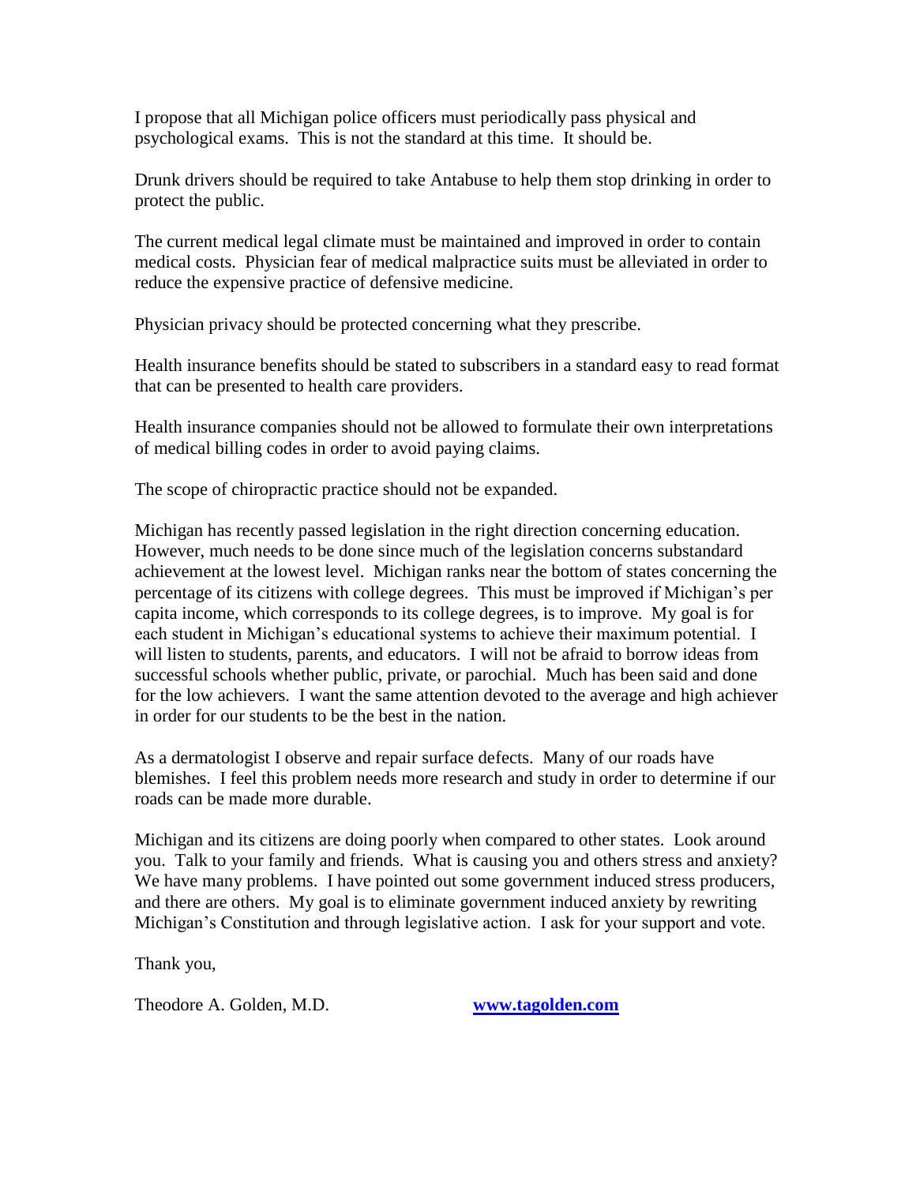I propose that all Michigan police officers must periodically pass physical and psychological exams. This is not the standard at this time. It should be.

Drunk drivers should be required to take Antabuse to help them stop drinking in order to protect the public.

The current medical legal climate must be maintained and improved in order to contain medical costs. Physician fear of medical malpractice suits must be alleviated in order to reduce the expensive practice of defensive medicine.

Physician privacy should be protected concerning what they prescribe.

Health insurance benefits should be stated to subscribers in a standard easy to read format that can be presented to health care providers.

Health insurance companies should not be allowed to formulate their own interpretations of medical billing codes in order to avoid paying claims.

The scope of chiropractic practice should not be expanded.

Michigan has recently passed legislation in the right direction concerning education. However, much needs to be done since much of the legislation concerns substandard achievement at the lowest level. Michigan ranks near the bottom of states concerning the percentage of its citizens with college degrees. This must be improved if Michigan's per capita income, which corresponds to its college degrees, is to improve. My goal is for each student in Michigan's educational systems to achieve their maximum potential. I will listen to students, parents, and educators. I will not be afraid to borrow ideas from successful schools whether public, private, or parochial. Much has been said and done for the low achievers. I want the same attention devoted to the average and high achiever in order for our students to be the best in the nation.

As a dermatologist I observe and repair surface defects. Many of our roads have blemishes. I feel this problem needs more research and study in order to determine if our roads can be made more durable.

Michigan and its citizens are doing poorly when compared to other states. Look around you. Talk to your family and friends. What is causing you and others stress and anxiety? We have many problems. I have pointed out some government induced stress producers, and there are others. My goal is to eliminate government induced anxiety by rewriting Michigan's Constitution and through legislative action. I ask for your support and vote.

Thank you,

Theodore A. Golden, M.D. [www.tagolden.com](http://www.tagolden.com)